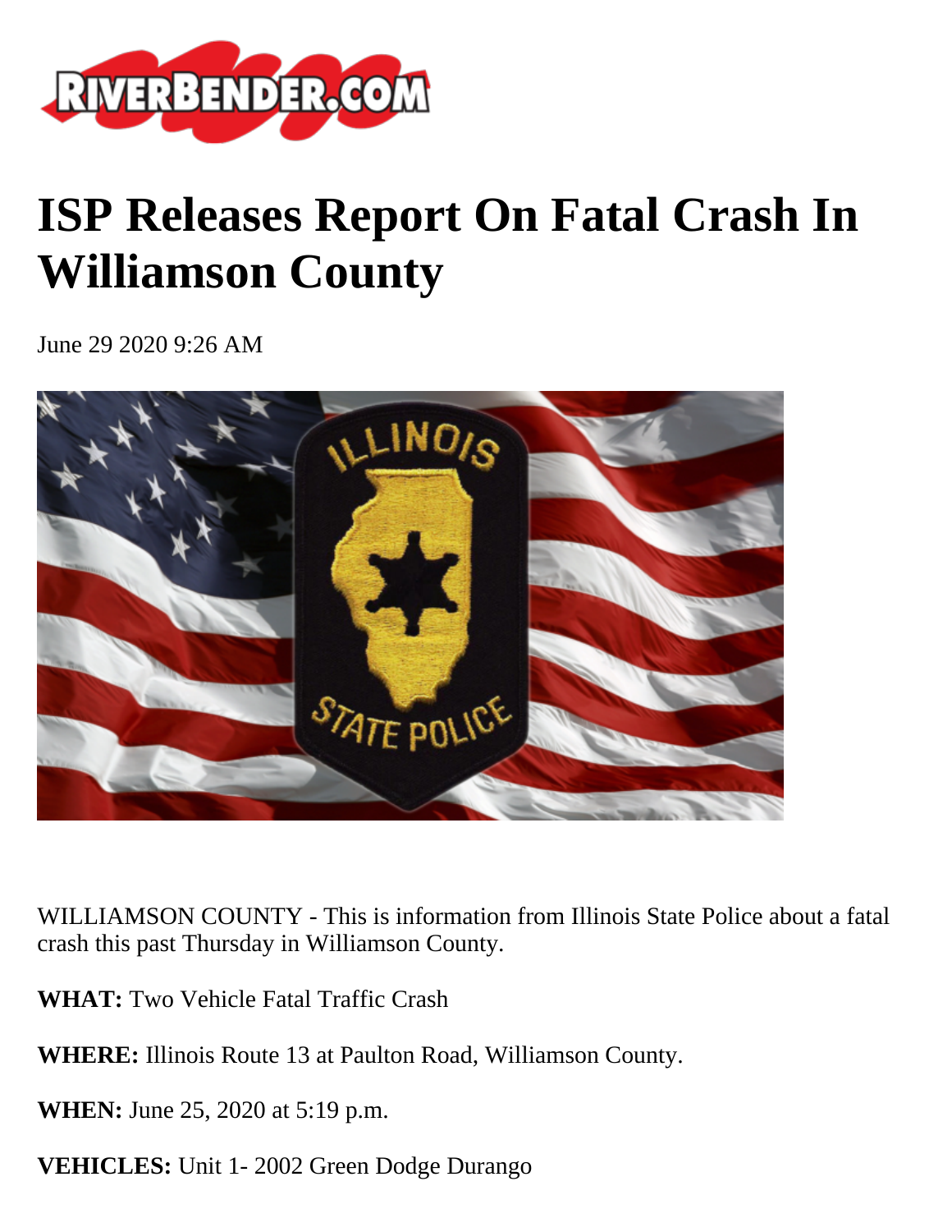# ISP Releases Report On Fatal Crash In Williamson County

June 29 2020 9:26 AM

WILLIAMSON COUNTY - This is information from Illinois State Police about a fatal crash this past Thursday in Williamson County.

**WHAT:** Two Vehicle Fatal Traffic Crash

**WHERE:** Illinois Route 13 at Paulton Road, Williamson County.

**WHEN:** June 25, 2020 at 5:19 p.m.

**VEHICLES:** Unit 1- 2002 Green Dodge Durango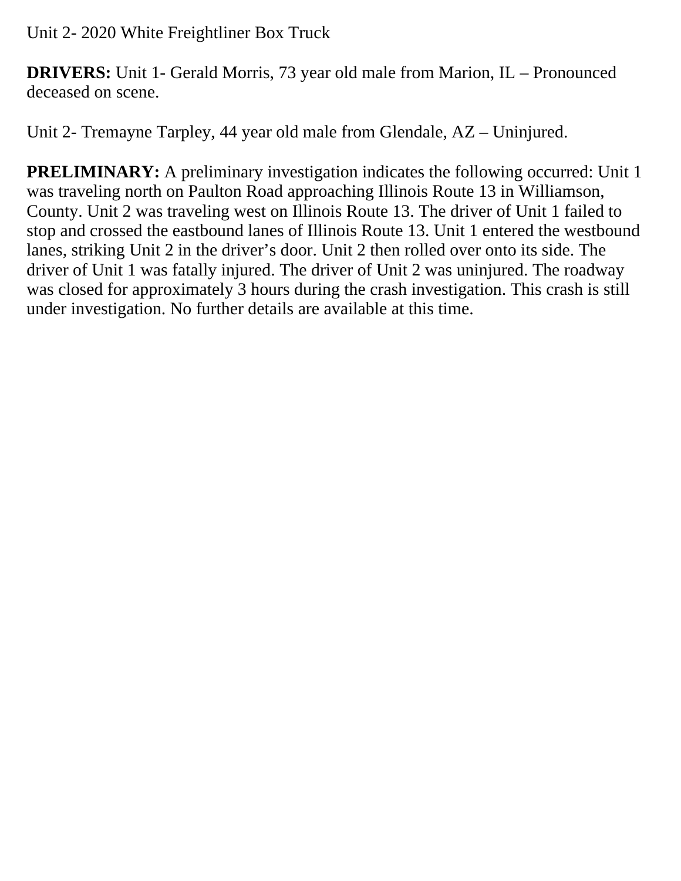Unit 2- 2020 White Freightliner Box Truck

**DRIVERS:** Unit 1- Gerald Morris, 73 year old male from Marion, IL – Pronounced deceased on scene.

Unit 2- Tremayne Tarpley, 44 year old male from Glendale, AZ – Uninjured.

**PRELIMINARY:** A preliminary investigation indicates the following occurred: Unit 1 was traveling north on Paulton Road approaching Illinois Route 13 in Williamson, County. Unit 2 was traveling west on Illinois Route 13. The driver of Unit 1 failed to stop and crossed the eastbound lanes of Illinois Route 13. Unit 1 entered the westbound lanes, striking Unit 2 in the driver's door. Unit 2 then rolled over onto its side. The driver of Unit 1 was fatally injured. The driver of Unit 2 was uninjured. The roadway was closed for approximately 3 hours during the crash investigation. This crash is still under investigation. No further details are available at this time.